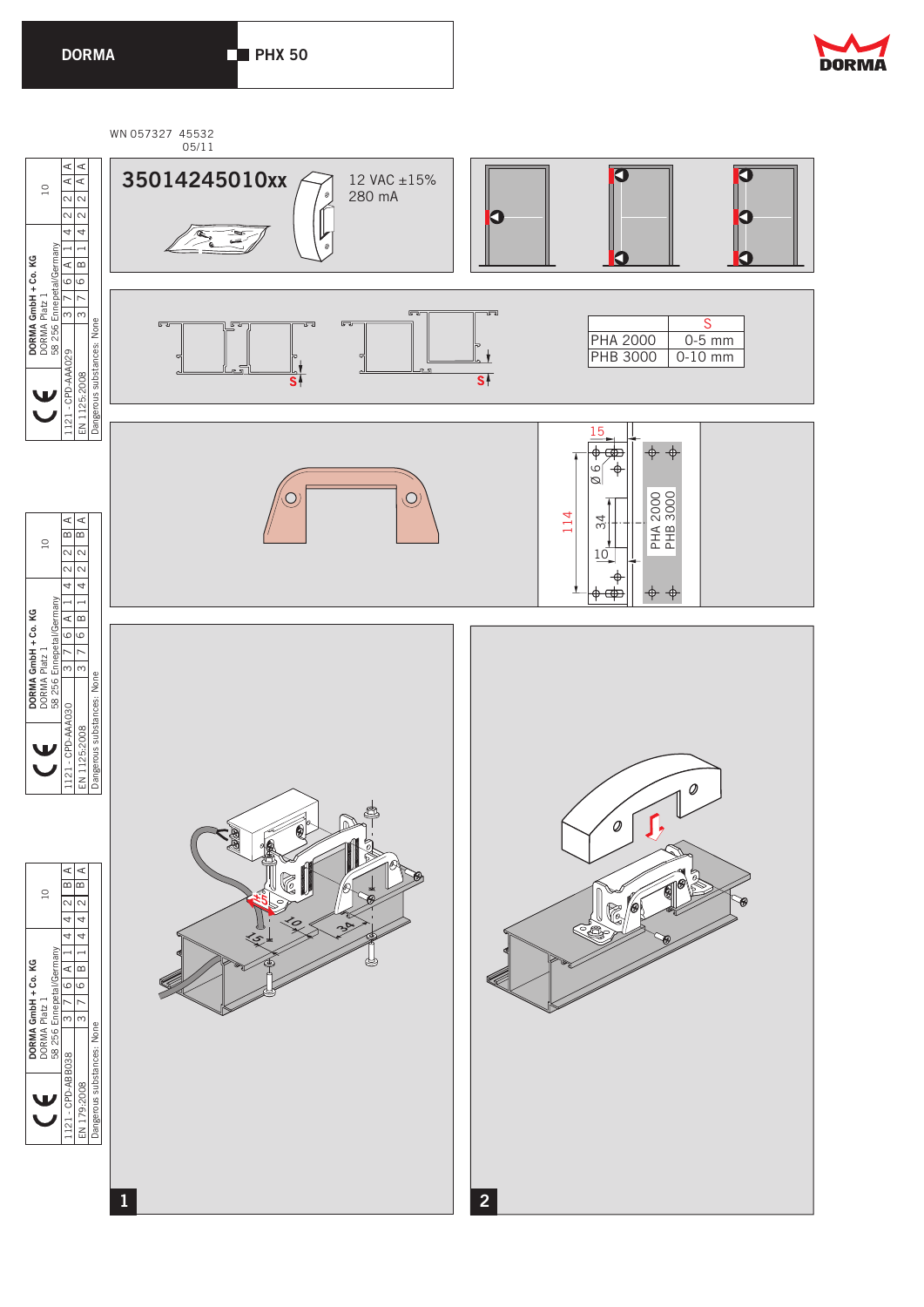**DORMA** **PHX 50**

WN 057327 45532
05/11

| | |
|---|---|
| DORMA GmbH + Co. KG<br>DORMA Platz 1<br>58 256 Ennepetal/Germany | 10 |
| 1121 - CPD-AAA029<br>EN 1125:2008<br>Dangerous substances: None | 3 7 6 A 1 4 2 2 A A<br>3 7 6 B 1 4 2 2 A A |

| | |
|---|---|
| DORMA GmbH + Co. KG<br>DORMA Platz 1<br>58 256 Ennepetal/Germany | 10 |
| 1121 - CPD-AAA030<br>EN 1125:2008<br>Dangerous substances: None | 3 7 6 A 1 4 2 2 B A<br>3 7 6 B 1 4 2 2 B A |

| | |
|---|---|
| DORMA GmbH + Co. KG<br>DORMA Platz 1<br>58 256 Ennepetal/Germany | 10 |
| 1121 - CPD-ABB038<br>EN 179:2008<br>Dangerous substances: None | 3 7 6 A 1 4 4 2 B A<br>3 7 6 B 1 4 4 2 B A |

**35014245010xx**

12 VAC ±15%
280 mA

| | S |
|---|---|
| PHA 2000 | 0-5 mm |
| PHB 3000 | 0-10 mm |

15
Ø 6
114
34
10
PHA 2000
PHB 3000

15
10
34

1

2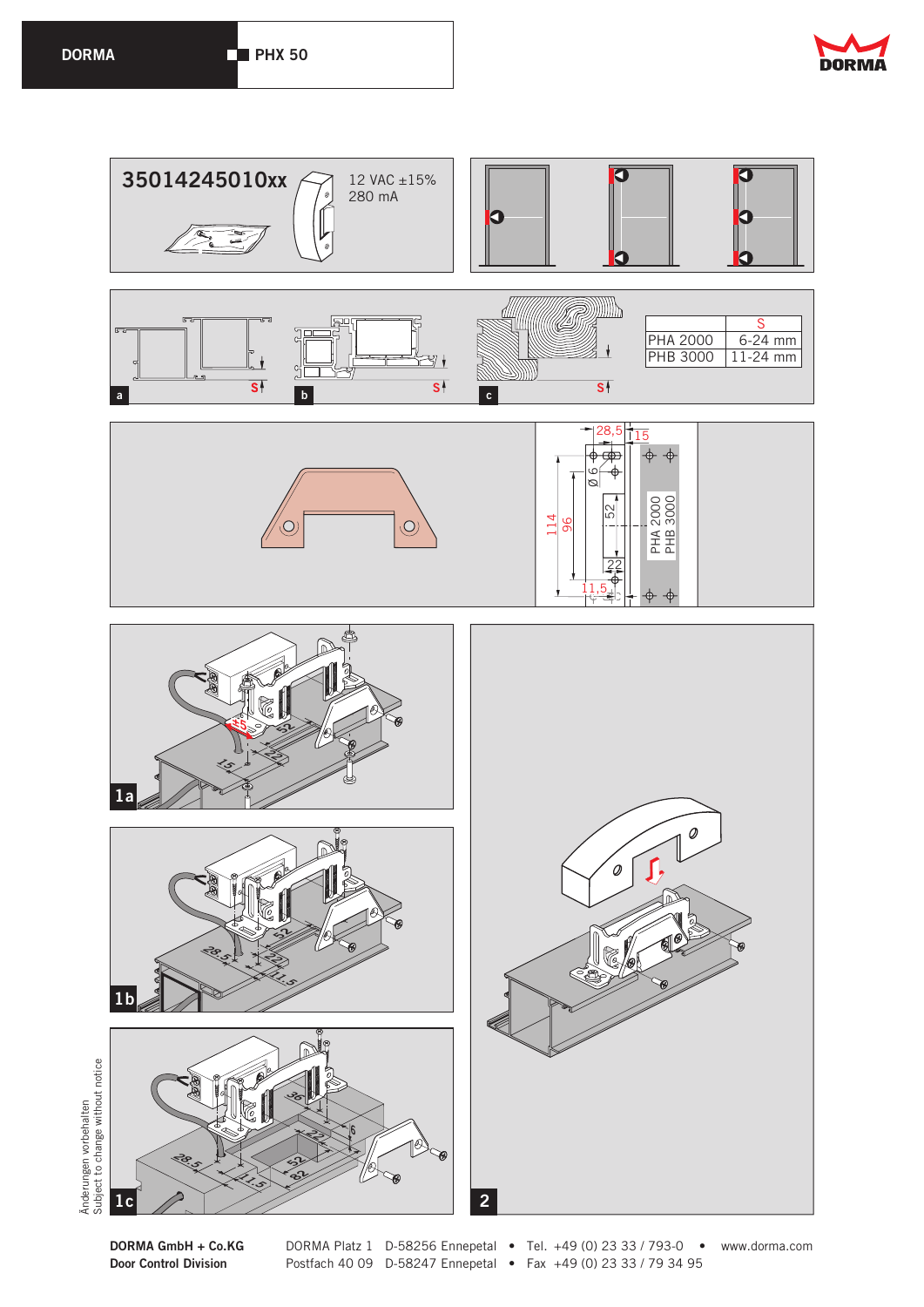DORMA | PHX 50

35014245010xx

12 VAC ±15%
280 mA

a

b

c

| | S |
|---|---|
| PHA 2000 | 6-24 mm |
| PHB 3000 | 11-24 mm |

28,5
15
Ø 6
114
96
52
22
11,5
PHA 2000
PHB 3000

1a

1b

1c

2

Änderungen vorbehalten
Subject to change without notice

**DORMA GmbH + Co.KG**
**Door Control Division**

DORMA Platz 1 D-58256 Ennepetal • Tel. +49 (0) 23 33 / 793-0 • www.dorma.com
Postfach 40 09 D-58247 Ennepetal • Fax +49 (0) 23 33 / 79 34 95